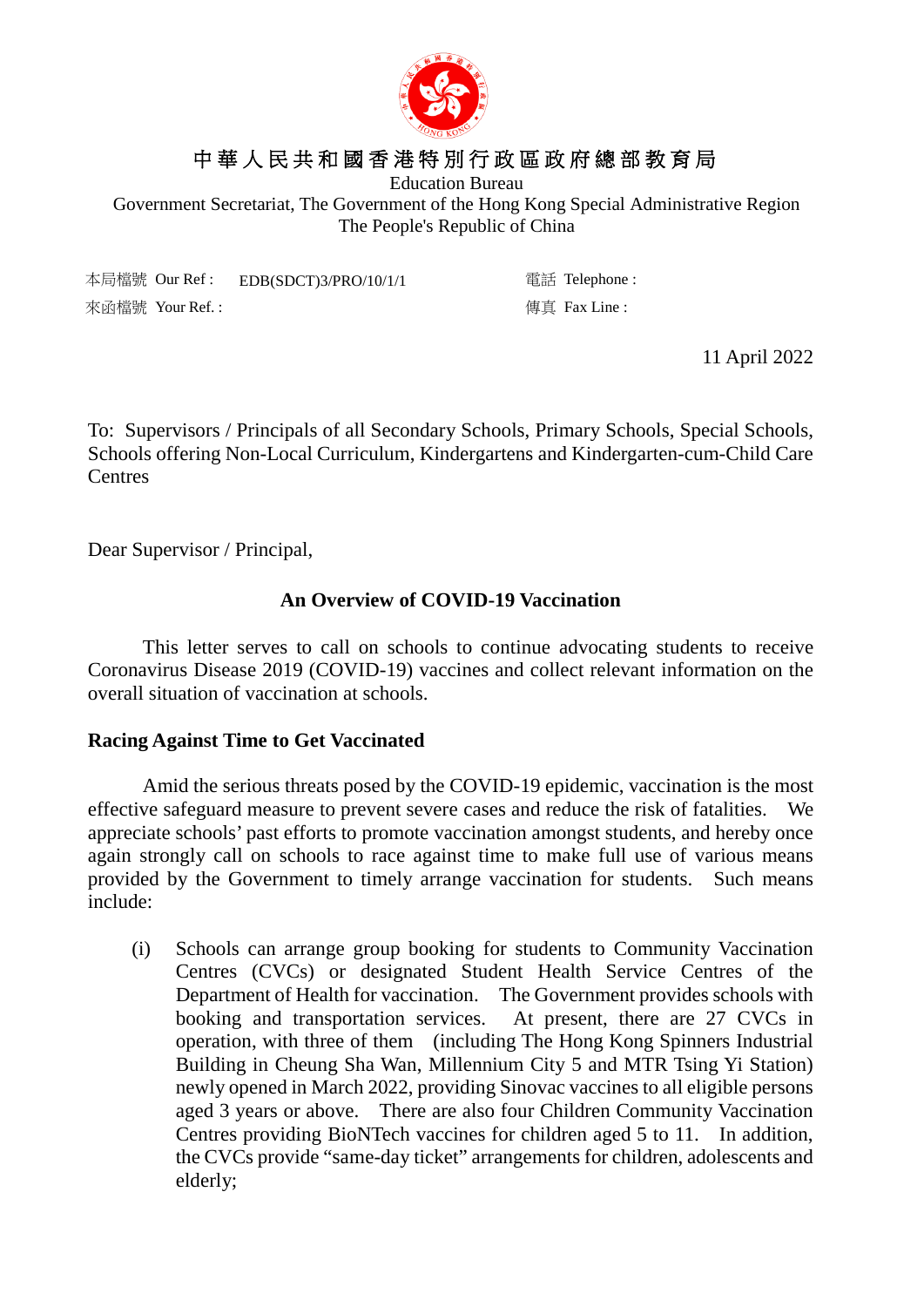中華人民共和國香港特別行政區政府總部教育局
Education Bureau
Government Secretariat, The Government of the Hong Kong Special Administrative Region
The People's Republic of China

本局檔號 Our Ref : EDB(SDCT)3/PRO/10/1/1 　　電話 Telephone :
來函檔號 Your Ref. : 　　傳真 Fax Line :

11 April 2022

To: Supervisors / Principals of all Secondary Schools, Primary Schools, Special Schools, Schools offering Non-Local Curriculum, Kindergartens and Kindergarten-cum-Child Care Centres

Dear Supervisor / Principal,

**An Overview of COVID-19 Vaccination**

This letter serves to call on schools to continue advocating students to receive Coronavirus Disease 2019 (COVID-19) vaccines and collect relevant information on the overall situation of vaccination at schools.

**Racing Against Time to Get Vaccinated**

Amid the serious threats posed by the COVID-19 epidemic, vaccination is the most effective safeguard measure to prevent severe cases and reduce the risk of fatalities. We appreciate schools' past efforts to promote vaccination amongst students, and hereby once again strongly call on schools to race against time to make full use of various means provided by the Government to timely arrange vaccination for students. Such means include:

(i) Schools can arrange group booking for students to Community Vaccination Centres (CVCs) or designated Student Health Service Centres of the Department of Health for vaccination. The Government provides schools with booking and transportation services. At present, there are 27 CVCs in operation, with three of them (including The Hong Kong Spinners Industrial Building in Cheung Sha Wan, Millennium City 5 and MTR Tsing Yi Station) newly opened in March 2022, providing Sinovac vaccines to all eligible persons aged 3 years or above. There are also four Children Community Vaccination Centres providing BioNTech vaccines for children aged 5 to 11. In addition, the CVCs provide "same-day ticket" arrangements for children, adolescents and elderly;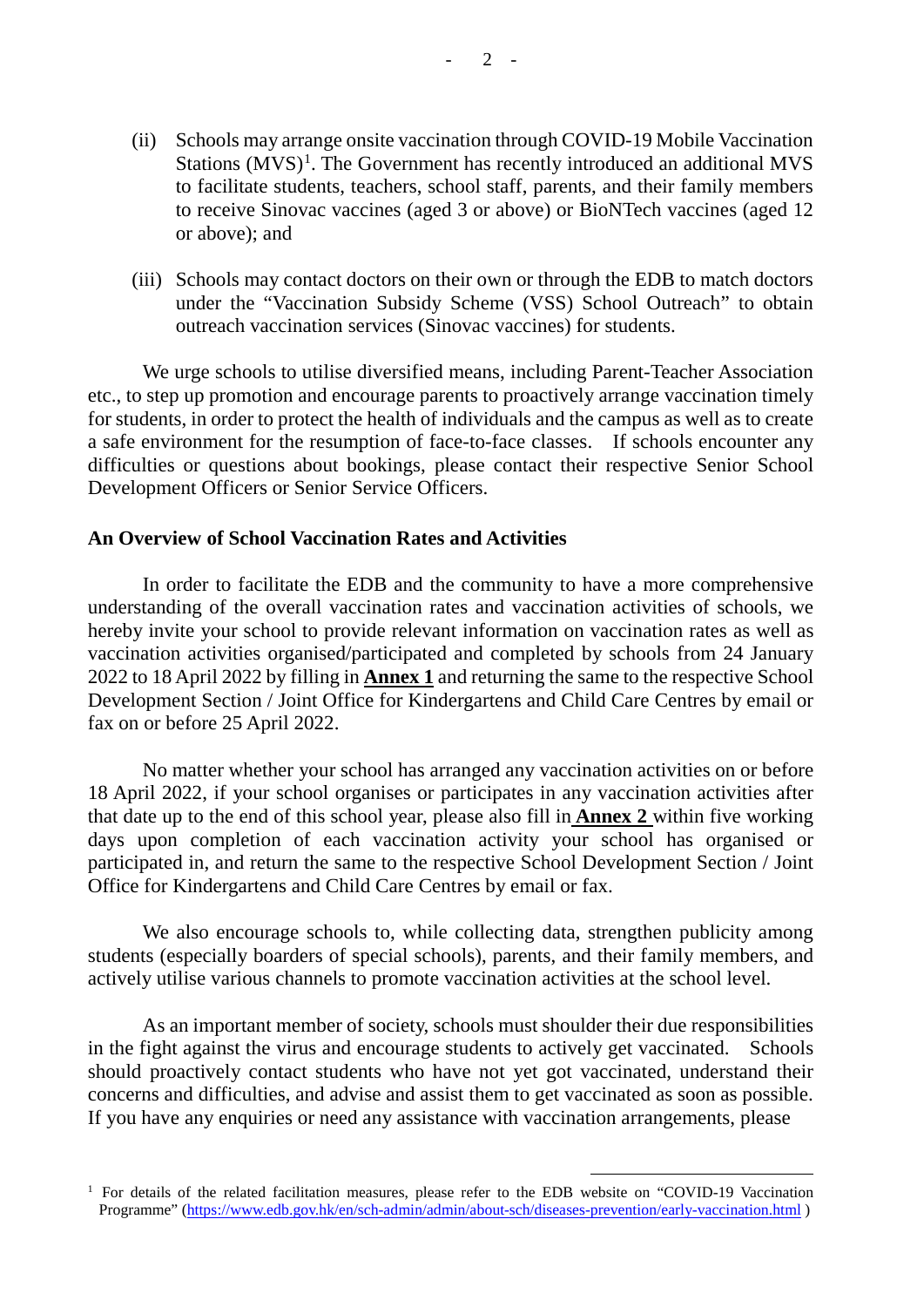(ii) Schools may arrange onsite vaccination through COVID-19 Mobile Vaccination Stations (MVS)[1]. The Government has recently introduced an additional MVS to facilitate students, teachers, school staff, parents, and their family members to receive Sinovac vaccines (aged 3 or above) or BioNTech vaccines (aged 12 or above); and

(iii) Schools may contact doctors on their own or through the EDB to match doctors under the "Vaccination Subsidy Scheme (VSS) School Outreach" to obtain outreach vaccination services (Sinovac vaccines) for students.

We urge schools to utilise diversified means, including Parent-Teacher Association etc., to step up promotion and encourage parents to proactively arrange vaccination timely for students, in order to protect the health of individuals and the campus as well as to create a safe environment for the resumption of face-to-face classes. If schools encounter any difficulties or questions about bookings, please contact their respective Senior School Development Officers or Senior Service Officers.

**An Overview of School Vaccination Rates and Activities**

In order to facilitate the EDB and the community to have a more comprehensive understanding of the overall vaccination rates and vaccination activities of schools, we hereby invite your school to provide relevant information on vaccination rates as well as vaccination activities organised/participated and completed by schools from 24 January 2022 to 18 April 2022 by filling in **Annex 1** and returning the same to the respective School Development Section / Joint Office for Kindergartens and Child Care Centres by email or fax on or before 25 April 2022.

No matter whether your school has arranged any vaccination activities on or before 18 April 2022, if your school organises or participates in any vaccination activities after that date up to the end of this school year, please also fill in **Annex 2** within five working days upon completion of each vaccination activity your school has organised or participated in, and return the same to the respective School Development Section / Joint Office for Kindergartens and Child Care Centres by email or fax.

We also encourage schools to, while collecting data, strengthen publicity among students (especially boarders of special schools), parents, and their family members, and actively utilise various channels to promote vaccination activities at the school level.

As an important member of society, schools must shoulder their due responsibilities in the fight against the virus and encourage students to actively get vaccinated. Schools should proactively contact students who have not yet got vaccinated, understand their concerns and difficulties, and advise and assist them to get vaccinated as soon as possible. If you have any enquiries or need any assistance with vaccination arrangements, please

[1] For details of the related facilitation measures, please refer to the EDB website on "COVID-19 Vaccination Programme" (https://www.edb.gov.hk/en/sch-admin/admin/about-sch/diseases-prevention/early-vaccination.html )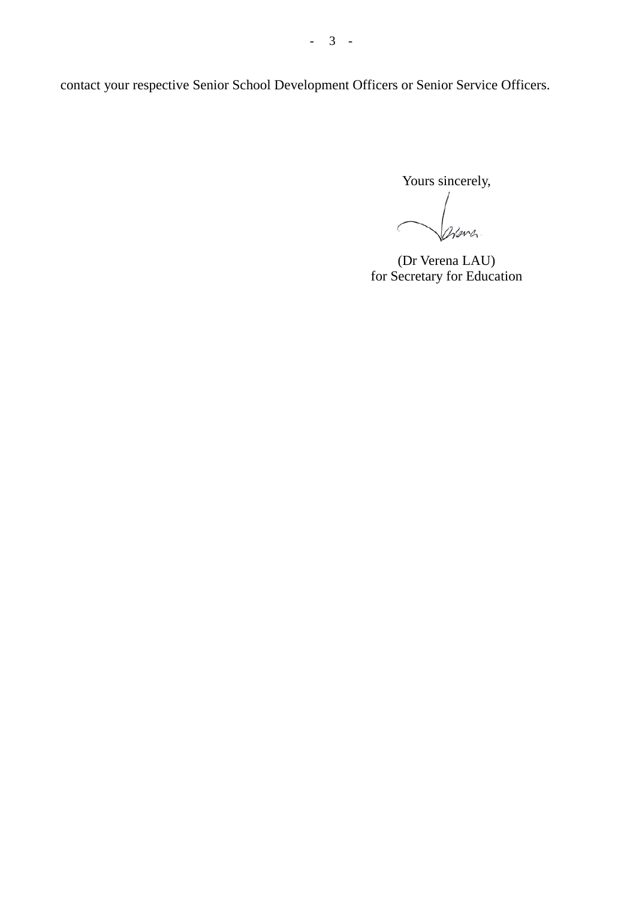contact your respective Senior School Development Officers or Senior Service Officers.

Yours sincerely,

(Dr Verena LAU)
for Secretary for Education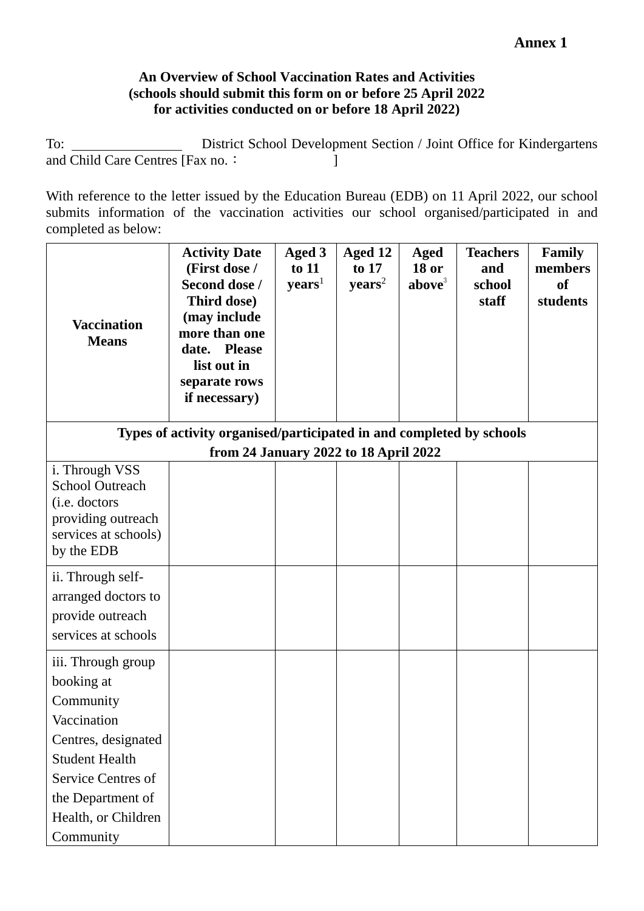**Annex 1**

**An Overview of School Vaccination Rates and Activities**
**(schools should submit this form on or before 25 April 2022**
**for activities conducted on or before 18 April 2022)**

To: ________________ District School Development Section / Joint Office for Kindergartens and Child Care Centres [Fax no.：                    ]

With reference to the letter issued by the Education Bureau (EDB) on 11 April 2022, our school submits information of the vaccination activities our school organised/participated in and completed as below:

| **Vaccination Means** | **Activity Date (First dose / Second dose / Third dose) (may include more than one date. Please list out in separate rows if necessary)** | **Aged 3 to 11 years**[1] | **Aged 12 to 17 years**[2] | **Aged 18 or above**[3] | **Teachers and school staff** | **Family members of students** |
|---|---|---|---|---|---|---|
| **Types of activity organised/participated in and completed by schools from 24 January 2022 to 18 April 2022** | | | | | | |
| i. Through VSS School Outreach (i.e. doctors providing outreach services at schools) by the EDB | | | | | | |
| ii. Through self-arranged doctors to provide outreach services at schools | | | | | | |
| iii. Through group booking at Community Vaccination Centres, designated Student Health Service Centres of the Department of Health, or Children Community | | | | | | |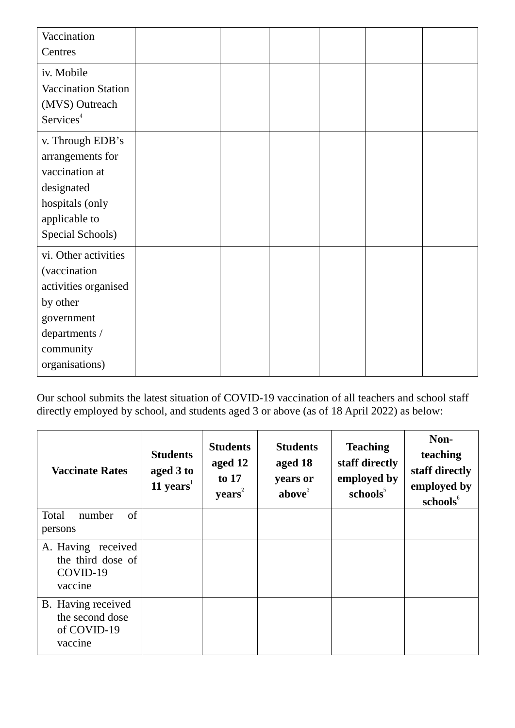| | | | | | | |
|---|---|---|---|---|---|---|
| Vaccination Centres | | | | | | |
| iv. Mobile Vaccination Station (MVS) Outreach Services[4] | | | | | | |
| v. Through EDB's arrangements for vaccination at designated hospitals (only applicable to Special Schools) | | | | | | |
| vi. Other activities (vaccination activities organised by other government departments / community organisations) | | | | | | |

Our school submits the latest situation of COVID-19 vaccination of all teachers and school staff directly employed by school, and students aged 3 or above (as of 18 April 2022) as below:

| **Vaccinate Rates** | **Students aged 3 to 11 years**[1] | **Students aged 12 to 17 years**[2] | **Students aged 18 years or above**[3] | **Teaching staff directly employed by schools**[5] | **Non-teaching staff directly employed by schools**[6] |
|---|---|---|---|---|---|
| Total number of persons | | | | | |
| A. Having received the third dose of COVID-19 vaccine | | | | | |
| B. Having received the second dose of COVID-19 vaccine | | | | | |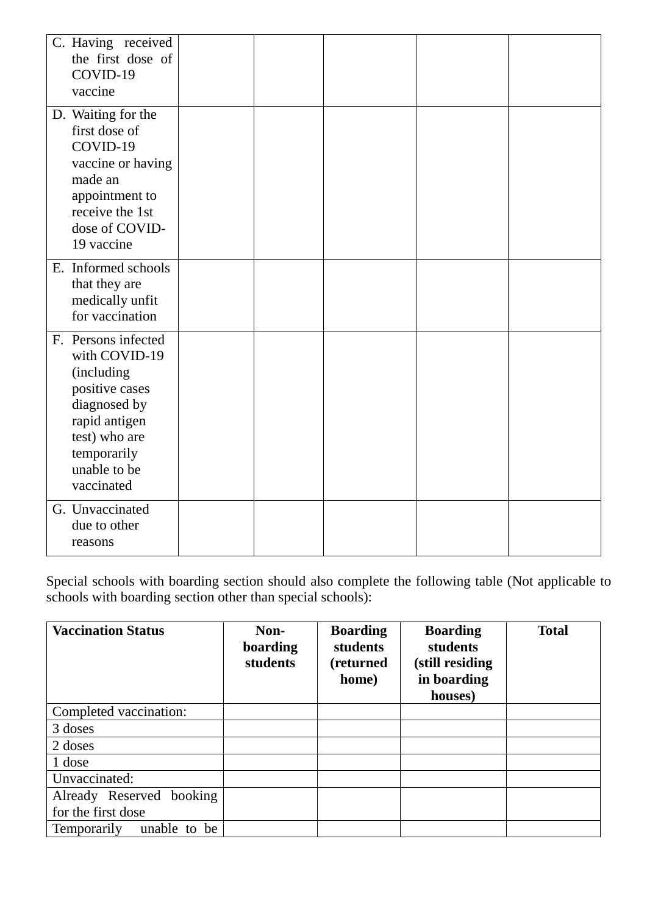| | | | | | |
|---|---|---|---|---|---|
| C. Having received the first dose of COVID-19 vaccine | | | | | |
| D. Waiting for the first dose of COVID-19 vaccine or having made an appointment to receive the 1st dose of COVID-19 vaccine | | | | | |
| E. Informed schools that they are medically unfit for vaccination | | | | | |
| F. Persons infected with COVID-19 (including positive cases diagnosed by rapid antigen test) who are temporarily unable to be vaccinated | | | | | |
| G. Unvaccinated due to other reasons | | | | | |

Special schools with boarding section should also complete the following table (Not applicable to schools with boarding section other than special schools):

| **Vaccination Status** | **Non-boarding students** | **Boarding students (returned home)** | **Boarding students (still residing in boarding houses)** | **Total** |
|---|---|---|---|---|
| Completed vaccination: | | | | |
| 3 doses | | | | |
| 2 doses | | | | |
| 1 dose | | | | |
| Unvaccinated: | | | | |
| Already Reserved booking for the first dose | | | | |
| Temporarily unable to be | | | | |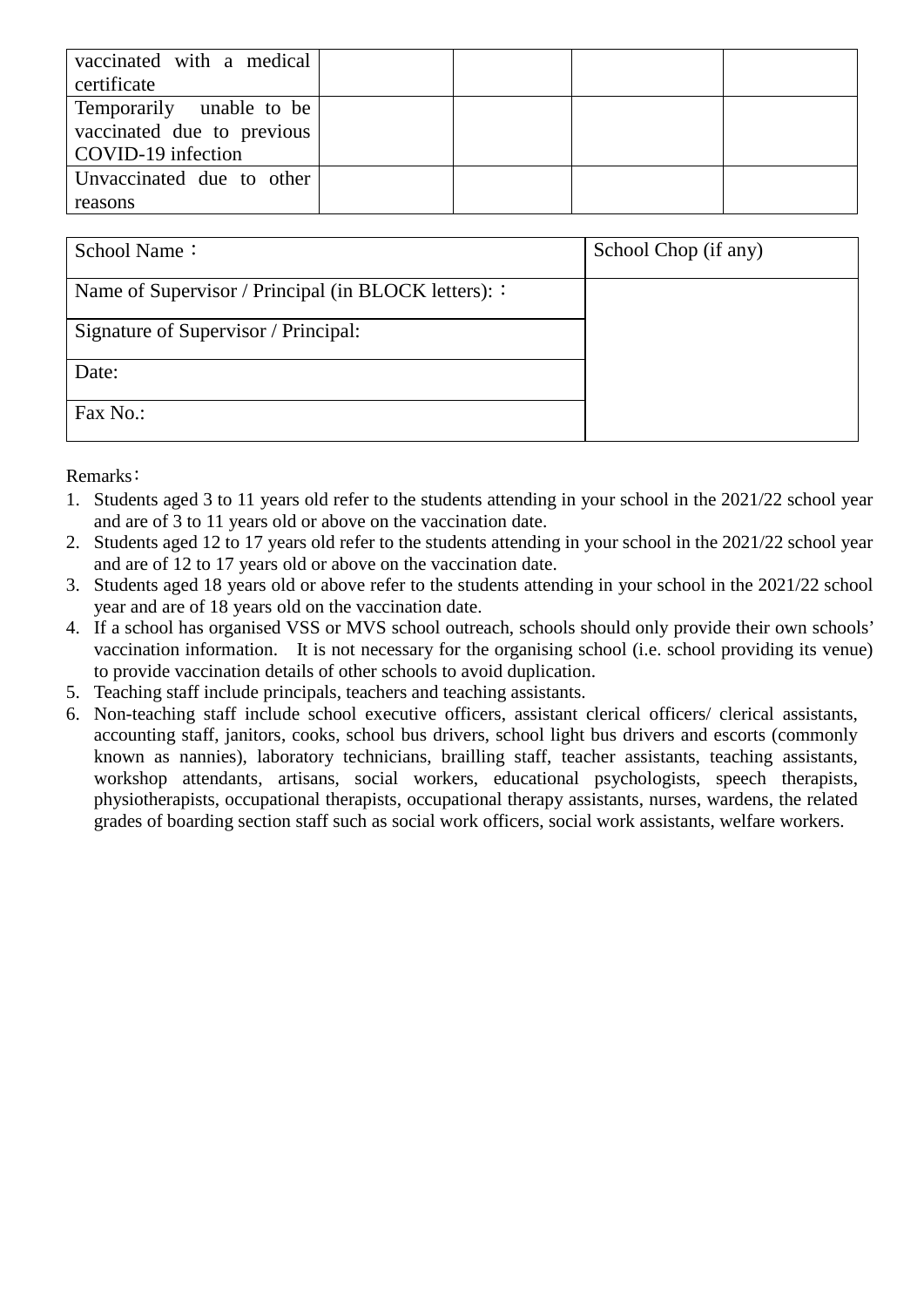| | | | | |
|---|---|---|---|---|
| vaccinated with a medical certificate | | | | |
| Temporarily unable to be vaccinated due to previous COVID-19 infection | | | | |
| Unvaccinated due to other reasons | | | | |

| | |
|---|---|
| School Name： | School Chop (if any) |
| Name of Supervisor / Principal (in BLOCK letters):： | |
| Signature of Supervisor / Principal: | |
| Date: | |
| Fax No.: | |

Remarks：

1. Students aged 3 to 11 years old refer to the students attending in your school in the 2021/22 school year and are of 3 to 11 years old or above on the vaccination date.
2. Students aged 12 to 17 years old refer to the students attending in your school in the 2021/22 school year and are of 12 to 17 years old or above on the vaccination date.
3. Students aged 18 years old or above refer to the students attending in your school in the 2021/22 school year and are of 18 years old on the vaccination date.
4. If a school has organised VSS or MVS school outreach, schools should only provide their own schools' vaccination information. It is not necessary for the organising school (i.e. school providing its venue) to provide vaccination details of other schools to avoid duplication.
5. Teaching staff include principals, teachers and teaching assistants.
6. Non-teaching staff include school executive officers, assistant clerical officers/ clerical assistants, accounting staff, janitors, cooks, school bus drivers, school light bus drivers and escorts (commonly known as nannies), laboratory technicians, brailling staff, teacher assistants, teaching assistants, workshop attendants, artisans, social workers, educational psychologists, speech therapists, physiotherapists, occupational therapists, occupational therapy assistants, nurses, wardens, the related grades of boarding section staff such as social work officers, social work assistants, welfare workers.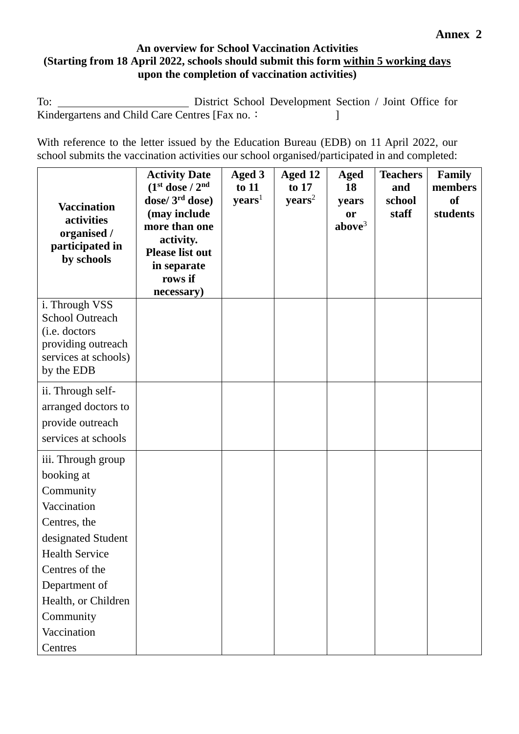**Annex 2**

**An overview for School Vaccination Activities**
**(Starting from 18 April 2022, schools should submit this form <u>within 5 working days</u> upon the completion of vaccination activities)**

To: ______________________ District School Development Section / Joint Office for Kindergartens and Child Care Centres [Fax no.： ]

With reference to the letter issued by the Education Bureau (EDB) on 11 April 2022, our school submits the vaccination activities our school organised/participated in and completed:

| **Vaccination activities organised / participated in by schools** | **Activity Date (1st dose / 2nd dose/ 3rd dose) (may include more than one activity. Please list out in separate rows if necessary)** | **Aged 3 to 11 years[1]** | **Aged 12 to 17 years[2]** | **Aged 18 years or above[3]** | **Teachers and school staff** | **Family members of students** |
|---|---|---|---|---|---|---|
| i. Through VSS School Outreach (i.e. doctors providing outreach services at schools) by the EDB | | | | | | |
| ii. Through self-arranged doctors to provide outreach services at schools | | | | | | |
| iii. Through group booking at Community Vaccination Centres, the designated Student Health Service Centres of the Department of Health, or Children Community Vaccination Centres | | | | | | |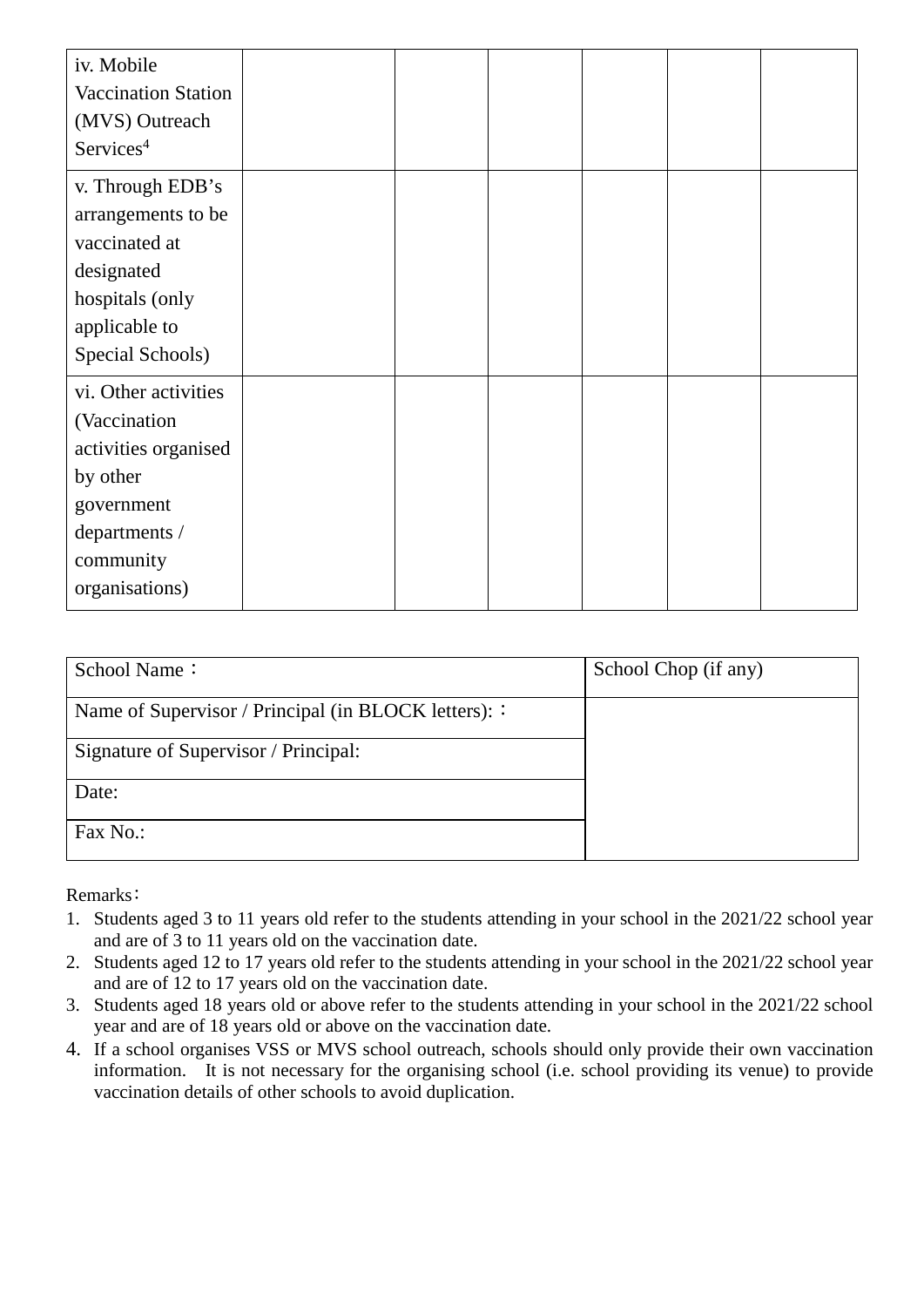| | | | | | | |
|---|---|---|---|---|---|---|
| iv. Mobile Vaccination Station (MVS) Outreach Services[4] | | | | | | |
| v. Through EDB's arrangements to be vaccinated at designated hospitals (only applicable to Special Schools) | | | | | | |
| vi. Other activities (Vaccination activities organised by other government departments / community organisations) | | | | | | |

| | |
|---|---|
| School Name： | School Chop (if any) |
| Name of Supervisor / Principal (in BLOCK letters):： | |
| Signature of Supervisor / Principal: | |
| Date: | |
| Fax No.: | |

Remarks：

1. Students aged 3 to 11 years old refer to the students attending in your school in the 2021/22 school year and are of 3 to 11 years old on the vaccination date.
2. Students aged 12 to 17 years old refer to the students attending in your school in the 2021/22 school year and are of 12 to 17 years old on the vaccination date.
3. Students aged 18 years old or above refer to the students attending in your school in the 2021/22 school year and are of 18 years old or above on the vaccination date.
4. If a school organises VSS or MVS school outreach, schools should only provide their own vaccination information. It is not necessary for the organising school (i.e. school providing its venue) to provide vaccination details of other schools to avoid duplication.